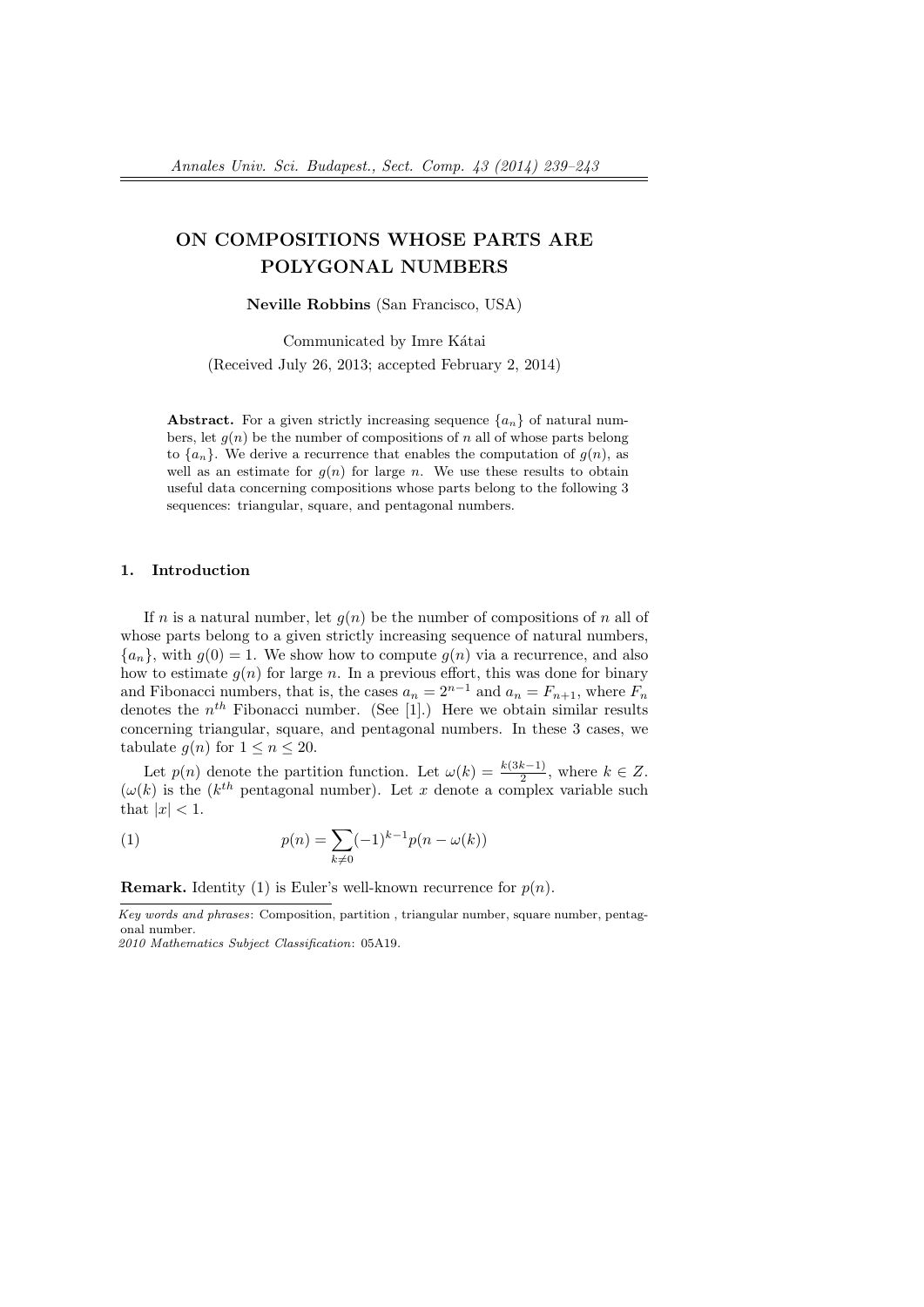# ON COMPOSITIONS WHOSE PARTS ARE POLYGONAL NUMBERS

**Neville Robbins** (San Francisco, USA)

Communicated by Imre Kátai

(Received July 26, 2013; accepted February 2, 2014)

**Abstract.** For a given strictly increasing sequence $\{a_n\}$ of natural numbers, let $g(n)$ be the number of compositions of $n$ all of whose parts belong to $\{a_n\}$. We derive a recurrence that enables the computation of $g(n)$, as well as an estimate for $g(n)$ for large $n$. We use these results to obtain useful data concerning compositions whose parts belong to the following 3 sequences: triangular, square, and pentagonal numbers.

## 1. Introduction

If $n$ is a natural number, let $g(n)$ be the number of compositions of $n$ all of whose parts belong to a given strictly increasing sequence of natural numbers, $\{a_n\}$, with $g(0) = 1$. We show how to compute $g(n)$ via a recurrence, and also how to estimate $g(n)$ for large $n$. In a previous effort, this was done for binary and Fibonacci numbers, that is, the cases $a_n = 2^{n-1}$ and $a_n = F_{n+1}$, where $F_n$ denotes the $n^{th}$ Fibonacci number. (See [1].) Here we obtain similar results concerning triangular, square, and pentagonal numbers. In these 3 cases, we tabulate $g(n)$ for $1 \leq n \leq 20$.

Let $p(n)$ denote the partition function. Let $\omega(k) = \frac{k(3k-1)}{2}$, where $k \in Z$. ($\omega(k)$ is the ($k^{th}$ pentagonal number). Let $x$ denote a complex variable such that $|x| < 1$.

$$p(n) = \sum_{k \neq 0} (-1)^{k-1} p(n - \omega(k)) \tag{1}$$

**Remark.** Identity (1) is Euler's well-known recurrence for $p(n)$.

*Key words and phrases*: Composition, partition , triangular number, square number, pentagonal number.

*2010 Mathematics Subject Classification*: 05A19.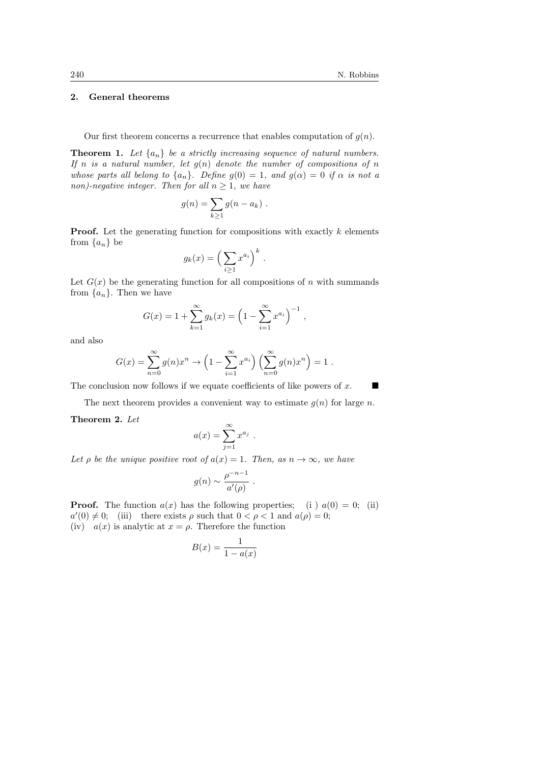## 2. General theorems

Our first theorem concerns a recurrence that enables computation of $g(n)$.

**Theorem 1.** *Let $\{a_n\}$ be a strictly increasing sequence of natural numbers. If $n$ is a natural number, let $g(n)$ denote the number of compositions of $n$ whose parts all belong to $\{a_n\}$. Define $g(0) = 1$, and $g(\alpha) = 0$ if $\alpha$ is not a non)-negative integer. Then for all $n \geq 1$, we have*

$$g(n) = \sum_{k \geq 1} g(n - a_k) \ .$$

**Proof.** Let the generating function for compositions with exactly $k$ elements from $\{a_n\}$ be

$$g_k(x) = \Big( \sum_{i \geq 1} x^{a_i} \Big)^k \ .$$

Let $G(x)$ be the generating function for all compositions of $n$ with summands from $\{a_n\}$. Then we have

$$G(x) = 1 + \sum_{k=1}^{\infty} g_k(x) = \Big( 1 - \sum_{i=1}^{\infty} x^{a_i} \Big)^{-1} \ ,$$

and also

$$G(x) = \sum_{n=0}^{\infty} g(n) x^n \to \Big( 1 - \sum_{i=1}^{\infty} x^{a_i} \Big) \Big( \sum_{n=0}^{\infty} g(n) x^n \Big) = 1 \ .$$

The conclusion now follows if we equate coefficients of like powers of $x$. ■

The next theorem provides a convenient way to estimate $g(n)$ for large $n$.

**Theorem 2.** *Let*

$$a(x) = \sum_{j=1}^{\infty} x^{a_j} \ .$$

*Let $\rho$ be the unique positive root of $a(x) = 1$. Then, as $n \to \infty$, we have*

$$g(n) \sim \frac{\rho^{-n-1}}{a'(\rho)} \ .$$

**Proof.** The function $a(x)$ has the following properties; (i ) $a(0) = 0$; (ii) $a'(0) \neq 0$; (iii) there exists $\rho$ such that $0 < \rho < 1$ and $a(\rho) = 0$; (iv) $a(x)$ is analytic at $x = \rho$. Therefore the function

$$B(x) = \frac{1}{1 - a(x)}$$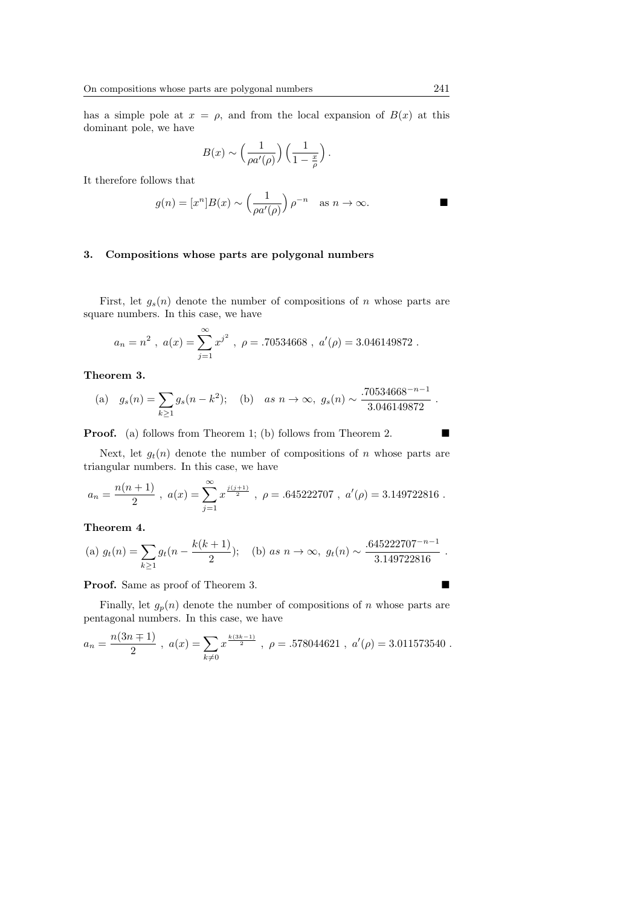has a simple pole at $x = \rho$, and from the local expansion of $B(x)$ at this dominant pole, we have

$$B(x) \sim \Big(\frac{1}{\rho a'(\rho)}\Big)\Big(\frac{1}{1-\frac{x}{\rho}}\Big).$$

It therefore follows that

$$g(n) = [x^n]B(x) \sim \Big(\frac{1}{\rho a'(\rho)}\Big)\rho^{-n} \quad \text{as } n \to \infty. \qquad \blacksquare$$

## 3. Compositions whose parts are polygonal numbers

First, let $g_s(n)$ denote the number of compositions of $n$ whose parts are square numbers. In this case, we have

$$a_n = n^2\ ,\ a(x) = \sum_{j=1}^{\infty} x^{j^2}\ ,\ \rho = .70534668\ ,\ a'(\rho) = 3.046149872\ .$$

**Theorem 3.**

$$\text{(a)} \quad g_s(n) = \sum_{k\geq 1} g_s(n-k^2); \quad \text{(b)} \quad \textit{as } n \to \infty,\ g_s(n) \sim \frac{.70534668^{-n-1}}{3.046149872}\ .$$

**Proof.** (a) follows from Theorem 1; (b) follows from Theorem 2. $\blacksquare$

Next, let $g_t(n)$ denote the number of compositions of $n$ whose parts are triangular numbers. In this case, we have

$$a_n = \frac{n(n+1)}{2}\ ,\ a(x) = \sum_{j=1}^{\infty} x^{\frac{j(j+1)}{2}}\ ,\ \rho = .645222707\ ,\ a'(\rho) = 3.149722816\ .$$

**Theorem 4.**

$$\text{(a) } g_t(n) = \sum_{k\geq 1} g_t(n-\frac{k(k+1)}{2}); \quad \text{(b) } \textit{as } n \to \infty,\ g_t(n) \sim \frac{.645222707^{-n-1}}{3.149722816}\ .$$

**Proof.** Same as proof of Theorem 3. $\blacksquare$

Finally, let $g_p(n)$ denote the number of compositions of $n$ whose parts are pentagonal numbers. In this case, we have

$$a_n = \frac{n(3n\mp 1)}{2}\ ,\ a(x) = \sum_{k\neq 0} x^{\frac{k(3k-1)}{2}}\ ,\ \rho = .578044621\ ,\ a'(\rho) = 3.011573540\ .$$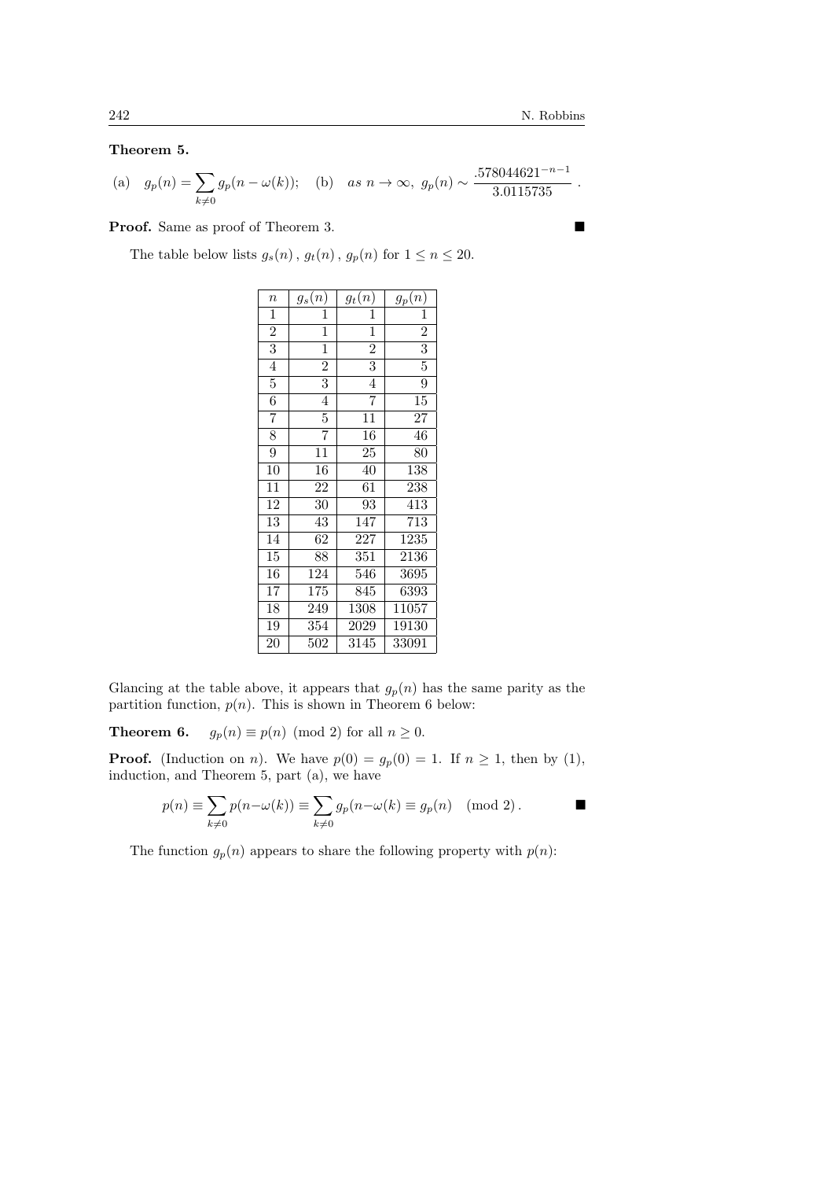**Theorem 5.**

$$\text{(a)}\quad g_p(n) = \sum_{k\neq 0} g_p(n-\omega(k)); \quad \text{(b)}\quad \textit{as } n \to \infty,\ g_p(n) \sim \frac{.578044621^{-n-1}}{3.0115735}\,.$$

**Proof.** Same as proof of Theorem 3. ■

The table below lists $g_s(n)$ , $g_t(n)$ , $g_p(n)$ for $1 \le n \le 20$.

| $n$ | $g_s(n)$ | $g_t(n)$ | $g_p(n)$ |
|---|---|---|---|
| 1 | 1 | 1 | 1 |
| 2 | 1 | 1 | 2 |
| 3 | 1 | 2 | 3 |
| 4 | 2 | 3 | 5 |
| 5 | 3 | 4 | 9 |
| 6 | 4 | 7 | 15 |
| 7 | 5 | 11 | 27 |
| 8 | 7 | 16 | 46 |
| 9 | 11 | 25 | 80 |
| 10 | 16 | 40 | 138 |
| 11 | 22 | 61 | 238 |
| 12 | 30 | 93 | 413 |
| 13 | 43 | 147 | 713 |
| 14 | 62 | 227 | 1235 |
| 15 | 88 | 351 | 2136 |
| 16 | 124 | 546 | 3695 |
| 17 | 175 | 845 | 6393 |
| 18 | 249 | 1308 | 11057 |
| 19 | 354 | 2029 | 19130 |
| 20 | 502 | 3145 | 33091 |

Glancing at the table above, it appears that $g_p(n)$ has the same parity as the partition function, $p(n)$. This is shown in Theorem 6 below:

**Theorem 6.** $g_p(n) \equiv p(n) \pmod 2$ for all $n \ge 0$.

**Proof.** (Induction on $n$). We have $p(0) = g_p(0) = 1$. If $n \ge 1$, then by (1), induction, and Theorem 5, part (a), we have

$$p(n) \equiv \sum_{k\neq 0} p(n-\omega(k)) \equiv \sum_{k\neq 0} g_p(n-\omega(k) \equiv g_p(n) \pmod 2\,.$$ ■

The function $g_p(n)$ appears to share the following property with $p(n)$: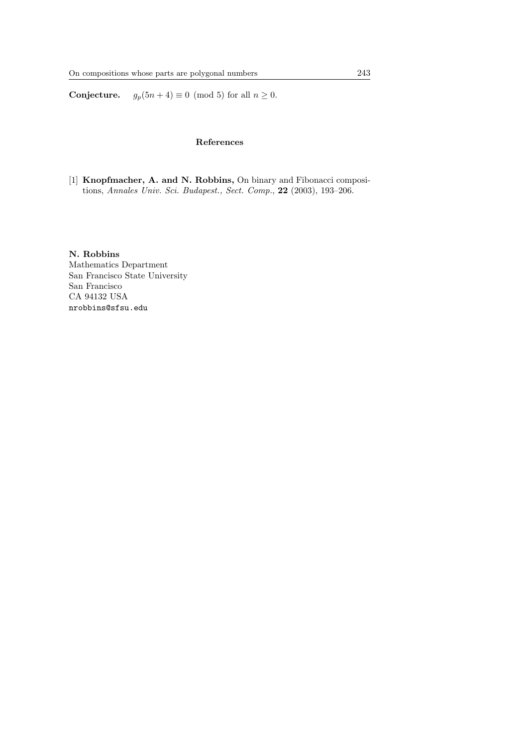**Conjecture.** $g_p(5n + 4) \equiv 0 \pmod 5$ for all $n \geq 0$.

## References

[1] **Knopfmacher, A. and N. Robbins,** On binary and Fibonacci compositions, *Annales Univ. Sci. Budapest., Sect. Comp.*, **22** (2003), 193–206.

**N. Robbins**
Mathematics Department
San Francisco State University
San Francisco
CA 94132 USA
nrobbins@sfsu.edu